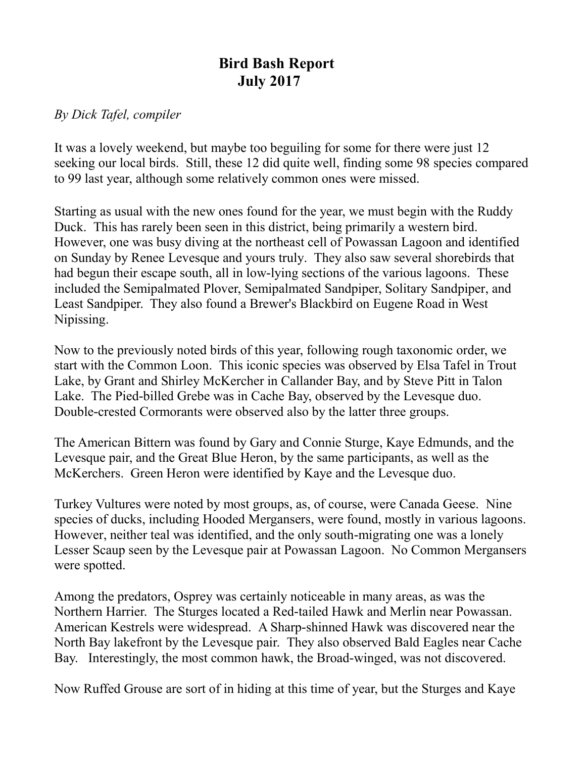# Bird Bash Report
# July 2017

*By Dick Tafel, compiler*

It was a lovely weekend, but maybe too beguiling for some for there were just 12 seeking our local birds. Still, these 12 did quite well, finding some 98 species compared to 99 last year, although some relatively common ones were missed.

Starting as usual with the new ones found for the year, we must begin with the Ruddy Duck. This has rarely been seen in this district, being primarily a western bird. However, one was busy diving at the northeast cell of Powassan Lagoon and identified on Sunday by Renee Levesque and yours truly. They also saw several shorebirds that had begun their escape south, all in low-lying sections of the various lagoons. These included the Semipalmated Plover, Semipalmated Sandpiper, Solitary Sandpiper, and Least Sandpiper. They also found a Brewer's Blackbird on Eugene Road in West Nipissing.

Now to the previously noted birds of this year, following rough taxonomic order, we start with the Common Loon. This iconic species was observed by Elsa Tafel in Trout Lake, by Grant and Shirley McKercher in Callander Bay, and by Steve Pitt in Talon Lake. The Pied-billed Grebe was in Cache Bay, observed by the Levesque duo. Double-crested Cormorants were observed also by the latter three groups.

The American Bittern was found by Gary and Connie Sturge, Kaye Edmunds, and the Levesque pair, and the Great Blue Heron, by the same participants, as well as the McKerchers. Green Heron were identified by Kaye and the Levesque duo.

Turkey Vultures were noted by most groups, as, of course, were Canada Geese. Nine species of ducks, including Hooded Mergansers, were found, mostly in various lagoons. However, neither teal was identified, and the only south-migrating one was a lonely Lesser Scaup seen by the Levesque pair at Powassan Lagoon. No Common Mergansers were spotted.

Among the predators, Osprey was certainly noticeable in many areas, as was the Northern Harrier. The Sturges located a Red-tailed Hawk and Merlin near Powassan. American Kestrels were widespread. A Sharp-shinned Hawk was discovered near the North Bay lakefront by the Levesque pair. They also observed Bald Eagles near Cache Bay. Interestingly, the most common hawk, the Broad-winged, was not discovered.

Now Ruffed Grouse are sort of in hiding at this time of year, but the Sturges and Kaye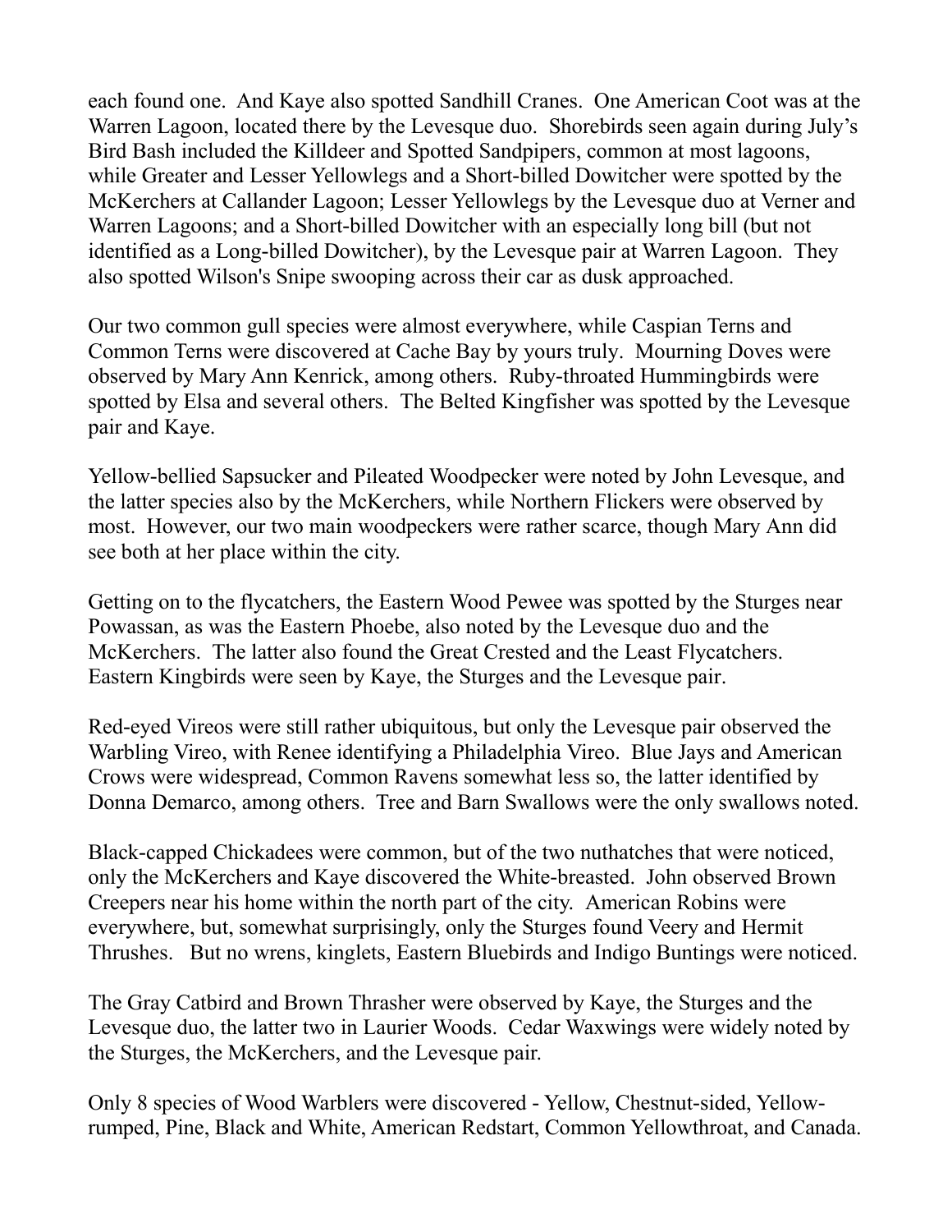each found one. And Kaye also spotted Sandhill Cranes. One American Coot was at the Warren Lagoon, located there by the Levesque duo. Shorebirds seen again during July's Bird Bash included the Killdeer and Spotted Sandpipers, common at most lagoons, while Greater and Lesser Yellowlegs and a Short-billed Dowitcher were spotted by the McKerchers at Callander Lagoon; Lesser Yellowlegs by the Levesque duo at Verner and Warren Lagoons; and a Short-billed Dowitcher with an especially long bill (but not identified as a Long-billed Dowitcher), by the Levesque pair at Warren Lagoon. They also spotted Wilson's Snipe swooping across their car as dusk approached.

Our two common gull species were almost everywhere, while Caspian Terns and Common Terns were discovered at Cache Bay by yours truly. Mourning Doves were observed by Mary Ann Kenrick, among others. Ruby-throated Hummingbirds were spotted by Elsa and several others. The Belted Kingfisher was spotted by the Levesque pair and Kaye.

Yellow-bellied Sapsucker and Pileated Woodpecker were noted by John Levesque, and the latter species also by the McKerchers, while Northern Flickers were observed by most. However, our two main woodpeckers were rather scarce, though Mary Ann did see both at her place within the city.

Getting on to the flycatchers, the Eastern Wood Pewee was spotted by the Sturges near Powassan, as was the Eastern Phoebe, also noted by the Levesque duo and the McKerchers. The latter also found the Great Crested and the Least Flycatchers. Eastern Kingbirds were seen by Kaye, the Sturges and the Levesque pair.

Red-eyed Vireos were still rather ubiquitous, but only the Levesque pair observed the Warbling Vireo, with Renee identifying a Philadelphia Vireo. Blue Jays and American Crows were widespread, Common Ravens somewhat less so, the latter identified by Donna Demarco, among others. Tree and Barn Swallows were the only swallows noted.

Black-capped Chickadees were common, but of the two nuthatches that were noticed, only the McKerchers and Kaye discovered the White-breasted. John observed Brown Creepers near his home within the north part of the city. American Robins were everywhere, but, somewhat surprisingly, only the Sturges found Veery and Hermit Thrushes. But no wrens, kinglets, Eastern Bluebirds and Indigo Buntings were noticed.

The Gray Catbird and Brown Thrasher were observed by Kaye, the Sturges and the Levesque duo, the latter two in Laurier Woods. Cedar Waxwings were widely noted by the Sturges, the McKerchers, and the Levesque pair.

Only 8 species of Wood Warblers were discovered - Yellow, Chestnut-sided, Yellow-rumped, Pine, Black and White, American Redstart, Common Yellowthroat, and Canada.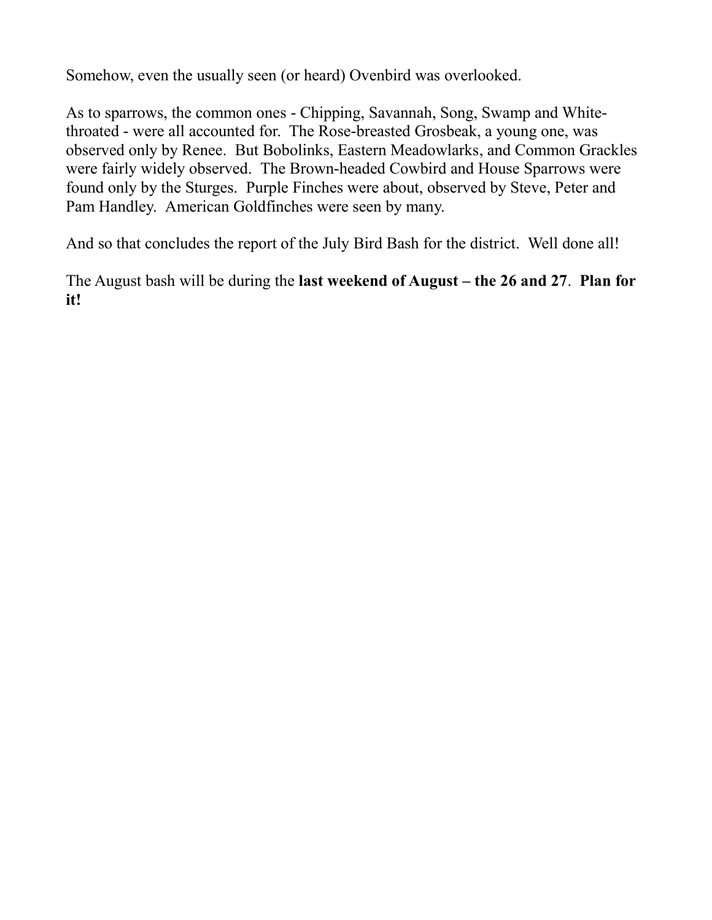Somehow, even the usually seen (or heard) Ovenbird was overlooked.

As to sparrows, the common ones - Chipping, Savannah, Song, Swamp and White-throated - were all accounted for. The Rose-breasted Grosbeak, a young one, was observed only by Renee. But Bobolinks, Eastern Meadowlarks, and Common Grackles were fairly widely observed. The Brown-headed Cowbird and House Sparrows were found only by the Sturges. Purple Finches were about, observed by Steve, Peter and Pam Handley. American Goldfinches were seen by many.

And so that concludes the report of the July Bird Bash for the district. Well done all!

The August bash will be during the **last weekend of August – the 26 and 27**. **Plan for it!**